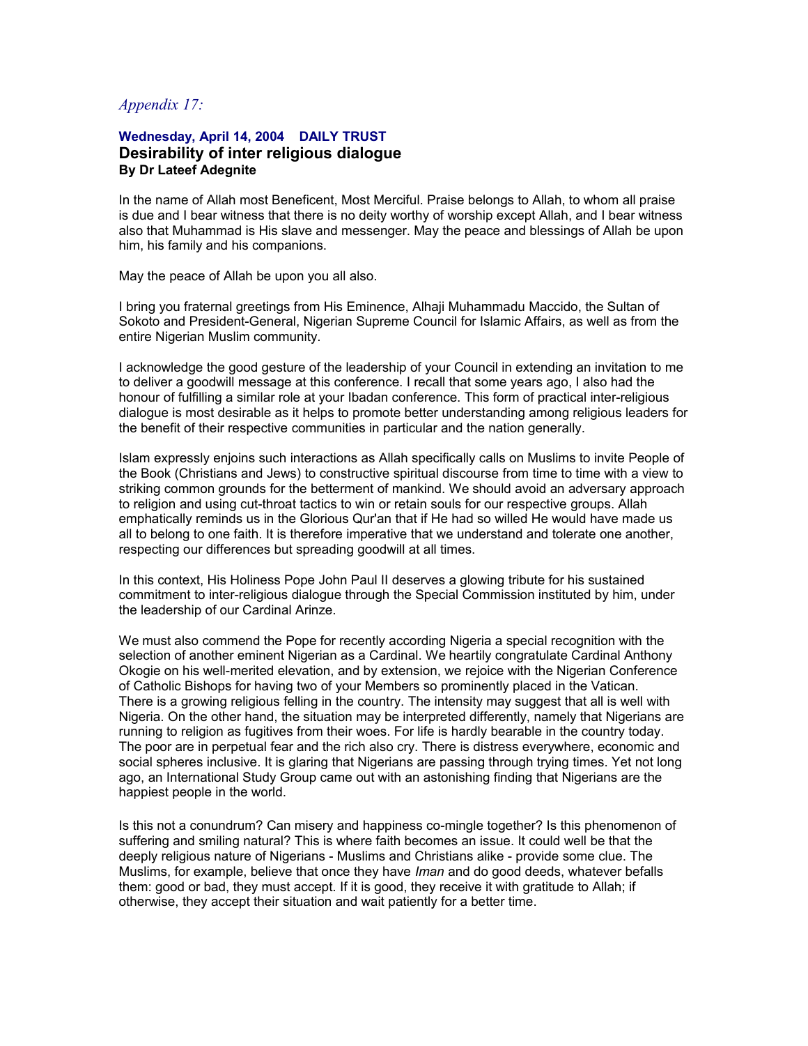*Appendix 17:*

**Wednesday, April 14, 2004 DAILY TRUST**

## Desirability of inter religious dialogue

**By Dr Lateef Adegnite**

In the name of Allah most Beneficent, Most Merciful. Praise belongs to Allah, to whom all praise is due and I bear witness that there is no deity worthy of worship except Allah, and I bear witness also that Muhammad is His slave and messenger. May the peace and blessings of Allah be upon him, his family and his companions.

May the peace of Allah be upon you all also.

I bring you fraternal greetings from His Eminence, Alhaji Muhammadu Maccido, the Sultan of Sokoto and President-General, Nigerian Supreme Council for Islamic Affairs, as well as from the entire Nigerian Muslim community.

I acknowledge the good gesture of the leadership of your Council in extending an invitation to me to deliver a goodwill message at this conference. I recall that some years ago, I also had the honour of fulfilling a similar role at your Ibadan conference. This form of practical inter-religious dialogue is most desirable as it helps to promote better understanding among religious leaders for the benefit of their respective communities in particular and the nation generally.

Islam expressly enjoins such interactions as Allah specifically calls on Muslims to invite People of the Book (Christians and Jews) to constructive spiritual discourse from time to time with a view to striking common grounds for the betterment of mankind. We should avoid an adversary approach to religion and using cut-throat tactics to win or retain souls for our respective groups. Allah emphatically reminds us in the Glorious Qur'an that if He had so willed He would have made us all to belong to one faith. It is therefore imperative that we understand and tolerate one another, respecting our differences but spreading goodwill at all times.

In this context, His Holiness Pope John Paul II deserves a glowing tribute for his sustained commitment to inter-religious dialogue through the Special Commission instituted by him, under the leadership of our Cardinal Arinze.

We must also commend the Pope for recently according Nigeria a special recognition with the selection of another eminent Nigerian as a Cardinal. We heartily congratulate Cardinal Anthony Okogie on his well-merited elevation, and by extension, we rejoice with the Nigerian Conference of Catholic Bishops for having two of your Members so prominently placed in the Vatican. There is a growing religious felling in the country. The intensity may suggest that all is well with Nigeria. On the other hand, the situation may be interpreted differently, namely that Nigerians are running to religion as fugitives from their woes. For life is hardly bearable in the country today. The poor are in perpetual fear and the rich also cry. There is distress everywhere, economic and social spheres inclusive. It is glaring that Nigerians are passing through trying times. Yet not long ago, an International Study Group came out with an astonishing finding that Nigerians are the happiest people in the world.

Is this not a conundrum? Can misery and happiness co-mingle together? Is this phenomenon of suffering and smiling natural? This is where faith becomes an issue. It could well be that the deeply religious nature of Nigerians - Muslims and Christians alike - provide some clue. The Muslims, for example, believe that once they have *Iman* and do good deeds, whatever befalls them: good or bad, they must accept. If it is good, they receive it with gratitude to Allah; if otherwise, they accept their situation and wait patiently for a better time.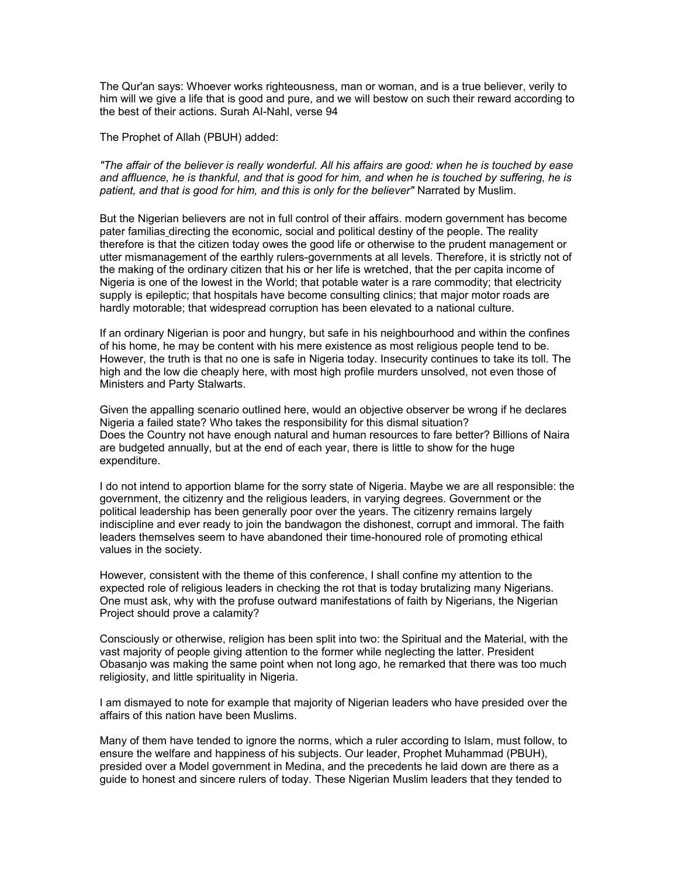The Qur'an says: Whoever works righteousness, man or woman, and is a true believer, verily to him will we give a life that is good and pure, and we will bestow on such their reward according to the best of their actions. Surah Al-Nahl, verse 94

The Prophet of Allah (PBUH) added:

*"The affair of the believer is really wonderful. All his affairs are good: when he is touched by ease and affluence, he is thankful, and that is good for him, and when he is touched by suffering, he is patient, and that is good for him, and this is only for the believer"* Narrated by Muslim.

But the Nigerian believers are not in full control of their affairs. modern government has become pater familias directing the economic, social and political destiny of the people. The reality therefore is that the citizen today owes the good life or otherwise to the prudent management or utter mismanagement of the earthly rulers-governments at all levels. Therefore, it is strictly not of the making of the ordinary citizen that his or her life is wretched, that the per capita income of Nigeria is one of the lowest in the World; that potable water is a rare commodity; that electricity supply is epileptic; that hospitals have become consulting clinics; that major motor roads are hardly motorable; that widespread corruption has been elevated to a national culture.

If an ordinary Nigerian is poor and hungry, but safe in his neighbourhood and within the confines of his home, he may be content with his mere existence as most religious people tend to be. However, the truth is that no one is safe in Nigeria today. Insecurity continues to take its toll. The high and the low die cheaply here, with most high profile murders unsolved, not even those of Ministers and Party Stalwarts.

Given the appalling scenario outlined here, would an objective observer be wrong if he declares Nigeria a failed state? Who takes the responsibility for this dismal situation?
Does the Country not have enough natural and human resources to fare better? Billions of Naira are budgeted annually, but at the end of each year, there is little to show for the huge expenditure.

I do not intend to apportion blame for the sorry state of Nigeria. Maybe we are all responsible: the government, the citizenry and the religious leaders, in varying degrees. Government or the political leadership has been generally poor over the years. The citizenry remains largely indiscipline and ever ready to join the bandwagon the dishonest, corrupt and immoral. The faith leaders themselves seem to have abandoned their time-honoured role of promoting ethical values in the society.

However, consistent with the theme of this conference, I shall confine my attention to the expected role of religious leaders in checking the rot that is today brutalizing many Nigerians. One must ask, why with the profuse outward manifestations of faith by Nigerians, the Nigerian Project should prove a calamity?

Consciously or otherwise, religion has been split into two: the Spiritual and the Material, with the vast majority of people giving attention to the former while neglecting the latter. President Obasanjo was making the same point when not long ago, he remarked that there was too much religiosity, and little spirituality in Nigeria.

I am dismayed to note for example that majority of Nigerian leaders who have presided over the affairs of this nation have been Muslims.

Many of them have tended to ignore the norms, which a ruler according to Islam, must follow, to ensure the welfare and happiness of his subjects. Our leader, Prophet Muhammad (PBUH), presided over a Model government in Medina, and the precedents he laid down are there as a guide to honest and sincere rulers of today. These Nigerian Muslim leaders that they tended to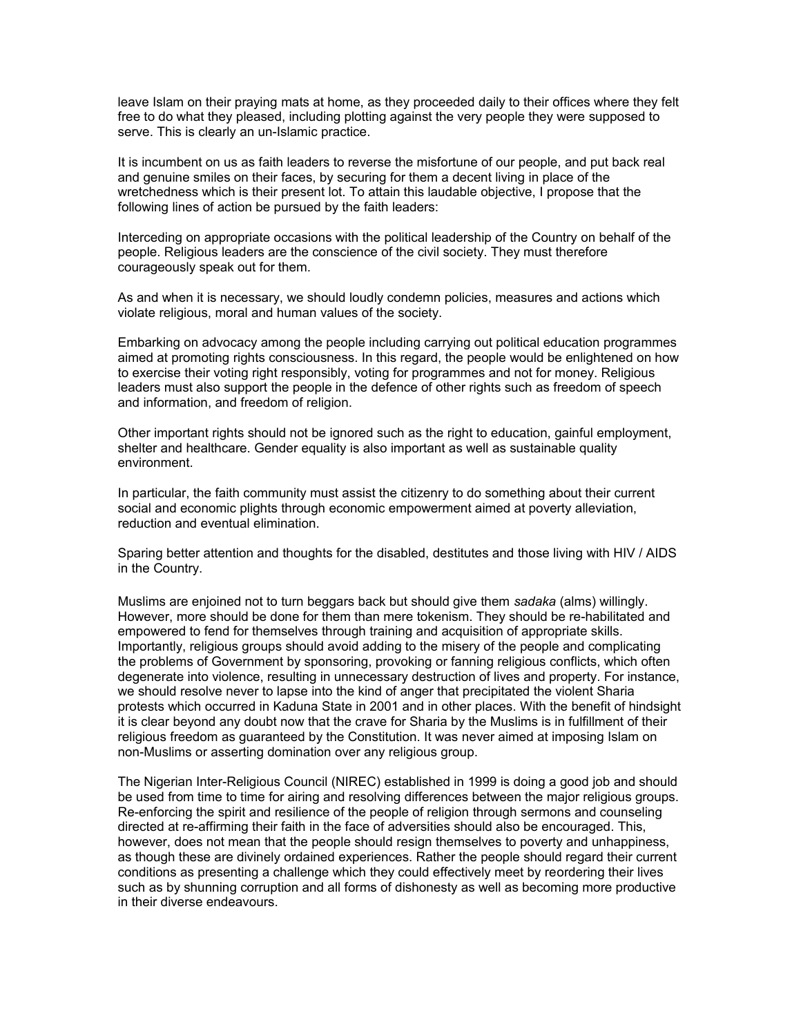leave Islam on their praying mats at home, as they proceeded daily to their offices where they felt free to do what they pleased, including plotting against the very people they were supposed to serve. This is clearly an un-Islamic practice.

It is incumbent on us as faith leaders to reverse the misfortune of our people, and put back real and genuine smiles on their faces, by securing for them a decent living in place of the wretchedness which is their present lot. To attain this laudable objective, I propose that the following lines of action be pursued by the faith leaders:

Interceding on appropriate occasions with the political leadership of the Country on behalf of the people. Religious leaders are the conscience of the civil society. They must therefore courageously speak out for them.

As and when it is necessary, we should loudly condemn policies, measures and actions which violate religious, moral and human values of the society.

Embarking on advocacy among the people including carrying out political education programmes aimed at promoting rights consciousness. In this regard, the people would be enlightened on how to exercise their voting right responsibly, voting for programmes and not for money. Religious leaders must also support the people in the defence of other rights such as freedom of speech and information, and freedom of religion.

Other important rights should not be ignored such as the right to education, gainful employment, shelter and healthcare. Gender equality is also important as well as sustainable quality environment.

In particular, the faith community must assist the citizenry to do something about their current social and economic plights through economic empowerment aimed at poverty alleviation, reduction and eventual elimination.

Sparing better attention and thoughts for the disabled, destitutes and those living with HIV / AIDS in the Country.

Muslims are enjoined not to turn beggars back but should give them *sadaka* (alms) willingly. However, more should be done for them than mere tokenism. They should be re-habilitated and empowered to fend for themselves through training and acquisition of appropriate skills. Importantly, religious groups should avoid adding to the misery of the people and complicating the problems of Government by sponsoring, provoking or fanning religious conflicts, which often degenerate into violence, resulting in unnecessary destruction of lives and property. For instance, we should resolve never to lapse into the kind of anger that precipitated the violent Sharia protests which occurred in Kaduna State in 2001 and in other places. With the benefit of hindsight it is clear beyond any doubt now that the crave for Sharia by the Muslims is in fulfillment of their religious freedom as guaranteed by the Constitution. It was never aimed at imposing Islam on non-Muslims or asserting domination over any religious group.

The Nigerian Inter-Religious Council (NIREC) established in 1999 is doing a good job and should be used from time to time for airing and resolving differences between the major religious groups. Re-enforcing the spirit and resilience of the people of religion through sermons and counseling directed at re-affirming their faith in the face of adversities should also be encouraged. This, however, does not mean that the people should resign themselves to poverty and unhappiness, as though these are divinely ordained experiences. Rather the people should regard their current conditions as presenting a challenge which they could effectively meet by reordering their lives such as by shunning corruption and all forms of dishonesty as well as becoming more productive in their diverse endeavours.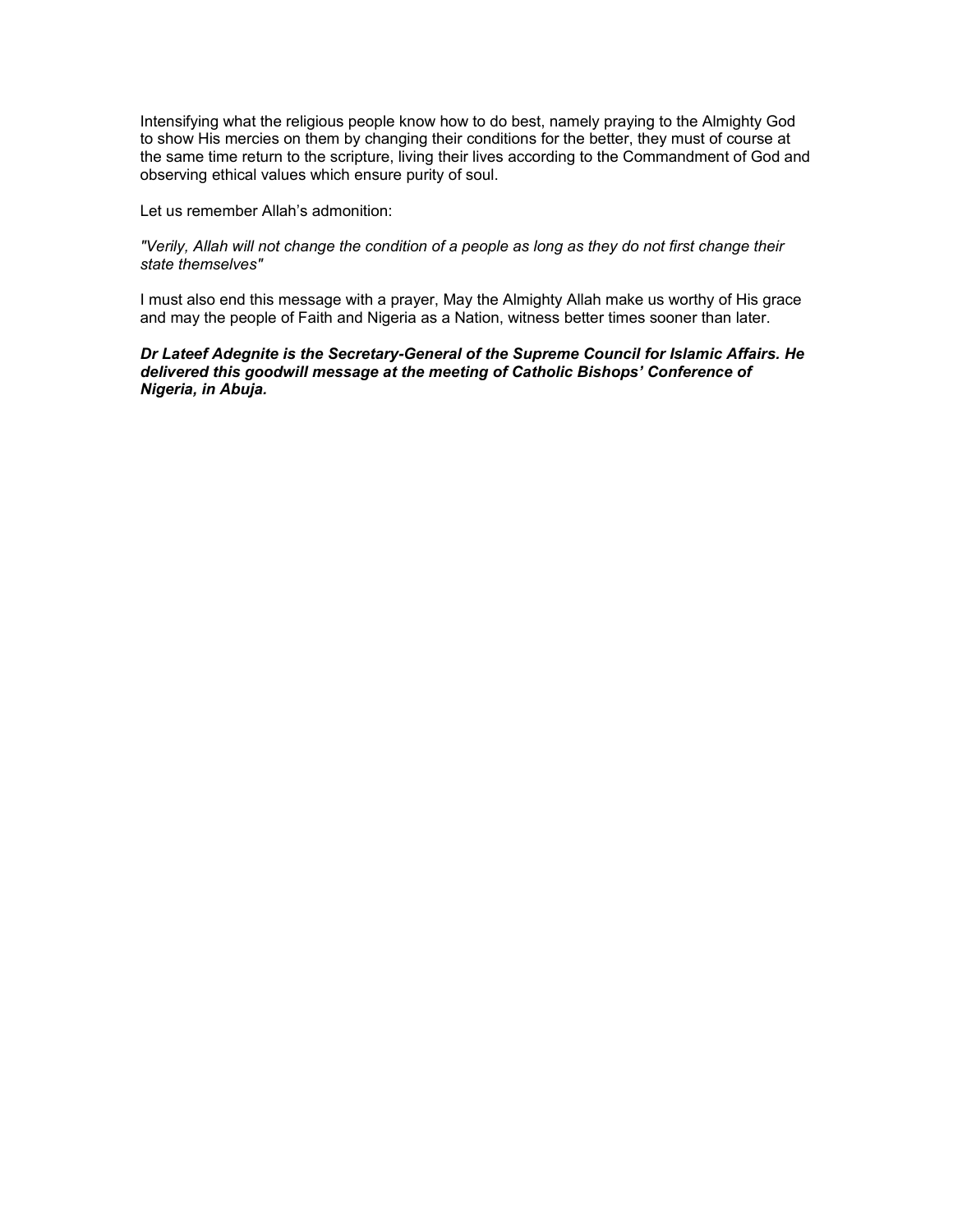Intensifying what the religious people know how to do best, namely praying to the Almighty God to show His mercies on them by changing their conditions for the better, they must of course at the same time return to the scripture, living their lives according to the Commandment of God and observing ethical values which ensure purity of soul.

Let us remember Allah's admonition:

*"Verily, Allah will not change the condition of a people as long as they do not first change their state themselves"*

I must also end this message with a prayer, May the Almighty Allah make us worthy of His grace and may the people of Faith and Nigeria as a Nation, witness better times sooner than later.

***Dr Lateef Adegnite is the Secretary-General of the Supreme Council for Islamic Affairs. He delivered this goodwill message at the meeting of Catholic Bishops' Conference of Nigeria, in Abuja.***